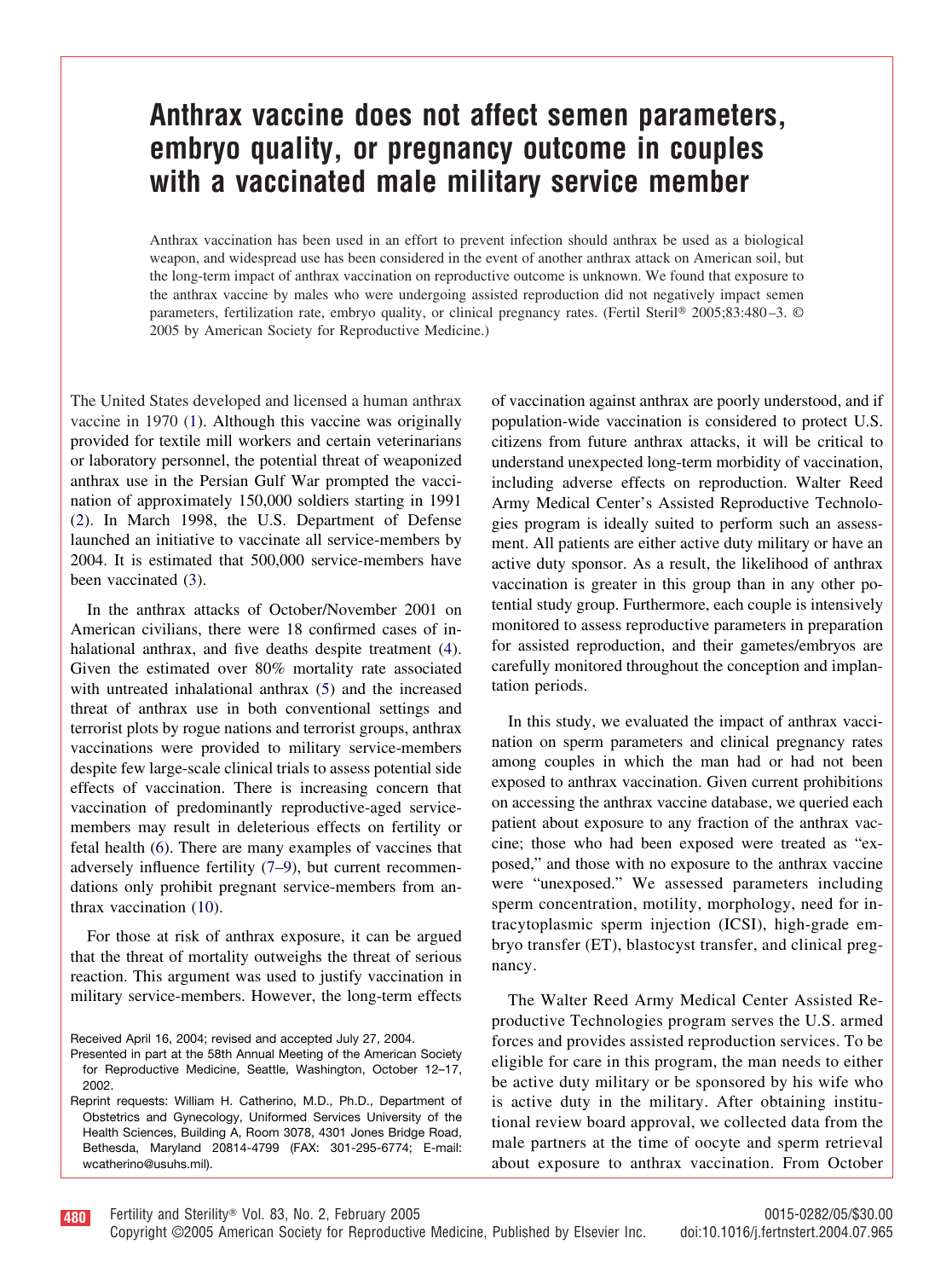# Anthrax vaccine does not affect semen parameters, embryo quality, or pregnancy outcome in couples with a vaccinated male military service member

Anthrax vaccination has been used in an effort to prevent infection should anthrax be used as a biological weapon, and widespread use has been considered in the event of another anthrax attack on American soil, but the long-term impact of anthrax vaccination on reproductive outcome is unknown. We found that exposure to the anthrax vaccine by males who were undergoing assisted reproduction did not negatively impact semen parameters, fertilization rate, embryo quality, or clinical pregnancy rates. (Fertil Steril® 2005;83:480–3. © 2005 by American Society for Reproductive Medicine.)

The United States developed and licensed a human anthrax vaccine in 1970 (1). Although this vaccine was originally provided for textile mill workers and certain veterinarians or laboratory personnel, the potential threat of weaponized anthrax use in the Persian Gulf War prompted the vaccination of approximately 150,000 soldiers starting in 1991 (2). In March 1998, the U.S. Department of Defense launched an initiative to vaccinate all service-members by 2004. It is estimated that 500,000 service-members have been vaccinated (3).

In the anthrax attacks of October/November 2001 on American civilians, there were 18 confirmed cases of inhalational anthrax, and five deaths despite treatment (4). Given the estimated over 80% mortality rate associated with untreated inhalational anthrax (5) and the increased threat of anthrax use in both conventional settings and terrorist plots by rogue nations and terrorist groups, anthrax vaccinations were provided to military service-members despite few large-scale clinical trials to assess potential side effects of vaccination. There is increasing concern that vaccination of predominantly reproductive-aged service-members may result in deleterious effects on fertility or fetal health (6). There are many examples of vaccines that adversely influence fertility (7–9), but current recommendations only prohibit pregnant service-members from anthrax vaccination (10).

For those at risk of anthrax exposure, it can be argued that the threat of mortality outweighs the threat of serious reaction. This argument was used to justify vaccination in military service-members. However, the long-term effects of vaccination against anthrax are poorly understood, and if population-wide vaccination is considered to protect U.S. citizens from future anthrax attacks, it will be critical to understand unexpected long-term morbidity of vaccination, including adverse effects on reproduction. Walter Reed Army Medical Center's Assisted Reproductive Technologies program is ideally suited to perform such an assessment. All patients are either active duty military or have an active duty sponsor. As a result, the likelihood of anthrax vaccination is greater in this group than in any other potential study group. Furthermore, each couple is intensively monitored to assess reproductive parameters in preparation for assisted reproduction, and their gametes/embryos are carefully monitored throughout the conception and implantation periods.

In this study, we evaluated the impact of anthrax vaccination on sperm parameters and clinical pregnancy rates among couples in which the man had or had not been exposed to anthrax vaccination. Given current prohibitions on accessing the anthrax vaccine database, we queried each patient about exposure to any fraction of the anthrax vaccine; those who had been exposed were treated as "exposed," and those with no exposure to the anthrax vaccine were "unexposed." We assessed parameters including sperm concentration, motility, morphology, need for intracytoplasmic sperm injection (ICSI), high-grade embryo transfer (ET), blastocyst transfer, and clinical pregnancy.

The Walter Reed Army Medical Center Assisted Reproductive Technologies program serves the U.S. armed forces and provides assisted reproduction services. To be eligible for care in this program, the man needs to either be active duty military or be sponsored by his wife who is active duty in the military. After obtaining institutional review board approval, we collected data from the male partners at the time of oocyte and sperm retrieval about exposure to anthrax vaccination. From October

Received April 16, 2004; revised and accepted July 27, 2004.

Presented in part at the 58th Annual Meeting of the American Society for Reproductive Medicine, Seattle, Washington, October 12–17, 2002.

Reprint requests: William H. Catherino, M.D., Ph.D., Department of Obstetrics and Gynecology, Uniformed Services University of the Health Sciences, Building A, Room 3078, 4301 Jones Bridge Road, Bethesda, Maryland 20814-4799 (FAX: 301-295-6774; E-mail: wcatherino@usuhs.mil).

0015-0282/05/$30.00
doi:10.1016/j.fertnstert.2004.07.965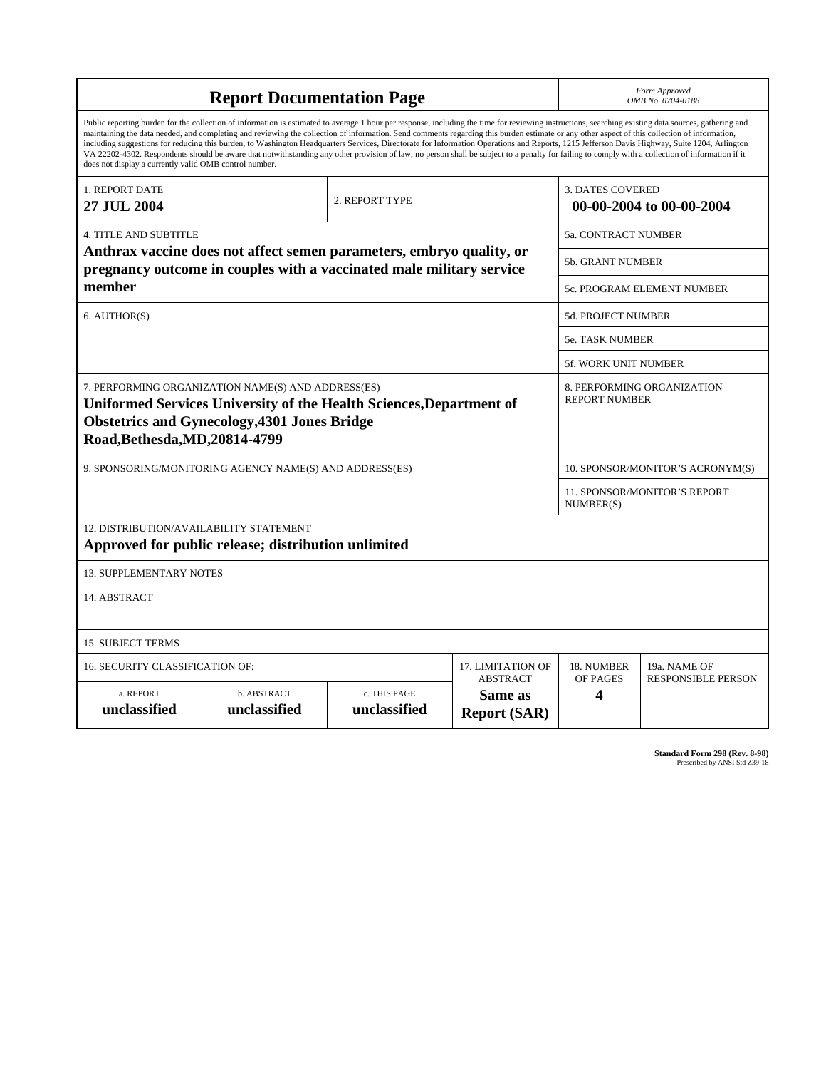# Report Documentation Page

*Form Approved*
*OMB No. 0704-0188*

Public reporting burden for the collection of information is estimated to average 1 hour per response, including the time for reviewing instructions, searching existing data sources, gathering and maintaining the data needed, and completing and reviewing the collection of information. Send comments regarding this burden estimate or any other aspect of this collection of information, including suggestions for reducing this burden, to Washington Headquarters Services, Directorate for Information Operations and Reports, 1215 Jefferson Davis Highway, Suite 1204, Arlington VA 22202-4302. Respondents should be aware that notwithstanding any other provision of law, no person shall be subject to a penalty for failing to comply with a collection of information if it does not display a currently valid OMB control number.

| 1. REPORT DATE | 2. REPORT TYPE | 3. DATES COVERED |
|---|---|---|
| **27 JUL 2004** | | **00-00-2004 to 00-00-2004** |

| 4. TITLE AND SUBTITLE | |
|---|---|
| **Anthrax vaccine does not affect semen parameters, embryo quality, or pregnancy outcome in couples with a vaccinated male military service member** | 5a. CONTRACT NUMBER |
| | 5b. GRANT NUMBER |
| | 5c. PROGRAM ELEMENT NUMBER |
| 6. AUTHOR(S) | 5d. PROJECT NUMBER |
| | 5e. TASK NUMBER |
| | 5f. WORK UNIT NUMBER |
| 7. PERFORMING ORGANIZATION NAME(S) AND ADDRESS(ES) **Uniformed Services University of the Health Sciences,Department of Obstetrics and Gynecology,4301 Jones Bridge Road,Bethesda,MD,20814-4799** | 8. PERFORMING ORGANIZATION REPORT NUMBER |
| 9. SPONSORING/MONITORING AGENCY NAME(S) AND ADDRESS(ES) | 10. SPONSOR/MONITOR'S ACRONYM(S) |
| | 11. SPONSOR/MONITOR'S REPORT NUMBER(S) |

12. DISTRIBUTION/AVAILABILITY STATEMENT
**Approved for public release; distribution unlimited**

13. SUPPLEMENTARY NOTES

14. ABSTRACT

15. SUBJECT TERMS

| 16. SECURITY CLASSIFICATION OF: | | | 17. LIMITATION OF ABSTRACT | 18. NUMBER OF PAGES | 19a. NAME OF RESPONSIBLE PERSON |
|---|---|---|---|---|---|
| a. REPORT | b. ABSTRACT | c. THIS PAGE | | | |
| **unclassified** | **unclassified** | **unclassified** | **Same as Report (SAR)** | **4** | |

**Standard Form 298 (Rev. 8-98)**
Prescribed by ANSI Std Z39-18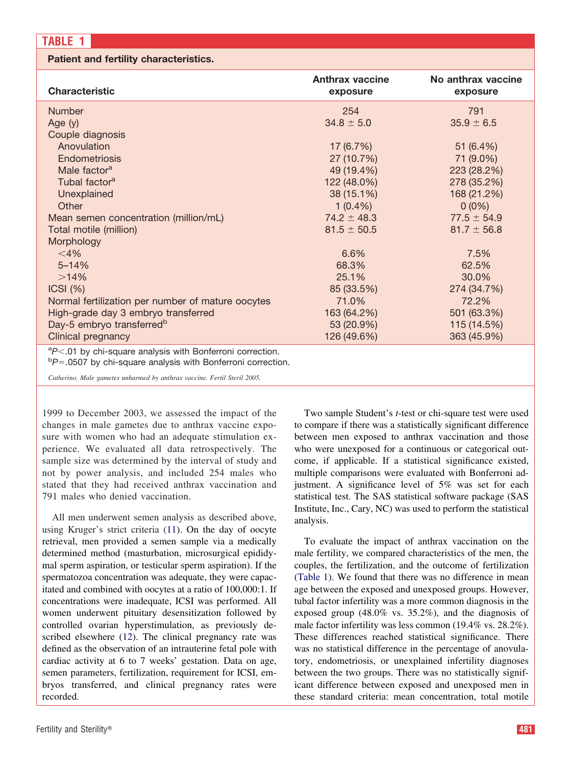**TABLE 1**

**Patient and fertility characteristics.**

| Characteristic | Anthrax vaccine exposure | No anthrax vaccine exposure |
|---|---|---|
| Number | 254 | 791 |
| Age (y) | 34.8 ± 5.0 | 35.9 ± 6.5 |
| Couple diagnosis | | |
| Anovulation | 17 (6.7%) | 51 (6.4%) |
| Endometriosis | 27 (10.7%) | 71 (9.0%) |
| Male factor[a] | 49 (19.4%) | 223 (28.2%) |
| Tubal factor[a] | 122 (48.0%) | 278 (35.2%) |
| Unexplained | 38 (15.1%) | 168 (21.2%) |
| Other | 1 (0.4%) | 0 (0%) |
| Mean semen concentration (million/mL) | 74.2 ± 48.3 | 77.5 ± 54.9 |
| Total motile (million) | 81.5 ± 50.5 | 81.7 ± 56.8 |
| Morphology | | |
| <4% | 6.6% | 7.5% |
| 5–14% | 68.3% | 62.5% |
| >14% | 25.1% | 30.0% |
| ICSI (%) | 85 (33.5%) | 274 (34.7%) |
| Normal fertilization per number of mature oocytes | 71.0% | 72.2% |
| High-grade day 3 embryo transferred | 163 (64.2%) | 501 (63.3%) |
| Day-5 embryo transferred[b] | 53 (20.9%) | 115 (14.5%) |
| Clinical pregnancy | 126 (49.6%) | 363 (45.9%) |

[a] $P<.01$ by chi-square analysis with Bonferroni correction.
[b] $P=.0507$ by chi-square analysis with Bonferroni correction.

*Catherino. Male gametes unharmed by anthrax vaccine. Fertil Steril 2005.*

1999 to December 2003, we assessed the impact of the changes in male gametes due to anthrax vaccine exposure with women who had an adequate stimulation experience. We evaluated all data retrospectively. The sample size was determined by the interval of study and not by power analysis, and included 254 males who stated that they had received anthrax vaccination and 791 males who denied vaccination.

All men underwent semen analysis as described above, using Kruger's strict criteria (11). On the day of oocyte retrieval, men provided a semen sample via a medically determined method (masturbation, microsurgical epididymal sperm aspiration, or testicular sperm aspiration). If the spermatozoa concentration was adequate, they were capacitated and combined with oocytes at a ratio of 100,000:1. If concentrations were inadequate, ICSI was performed. All women underwent pituitary desensitization followed by controlled ovarian hyperstimulation, as previously described elsewhere (12). The clinical pregnancy rate was defined as the observation of an intrauterine fetal pole with cardiac activity at 6 to 7 weeks' gestation. Data on age, semen parameters, fertilization, requirement for ICSI, embryos transferred, and clinical pregnancy rates were recorded.

Two sample Student's *t*-test or chi-square test were used to compare if there was a statistically significant difference between men exposed to anthrax vaccination and those who were unexposed for a continuous or categorical outcome, if applicable. If a statistical significance existed, multiple comparisons were evaluated with Bonferroni adjustment. A significance level of 5% was set for each statistical test. The SAS statistical software package (SAS Institute, Inc., Cary, NC) was used to perform the statistical analysis.

To evaluate the impact of anthrax vaccination on the male fertility, we compared characteristics of the men, the couples, the fertilization, and the outcome of fertilization (Table 1). We found that there was no difference in mean age between the exposed and unexposed groups. However, tubal factor infertility was a more common diagnosis in the exposed group (48.0% vs. 35.2%), and the diagnosis of male factor infertility was less common (19.4% vs. 28.2%). These differences reached statistical significance. There was no statistical difference in the percentage of anovulatory, endometriosis, or unexplained infertility diagnoses between the two groups. There was no statistically significant difference between exposed and unexposed men in these standard criteria: mean concentration, total motile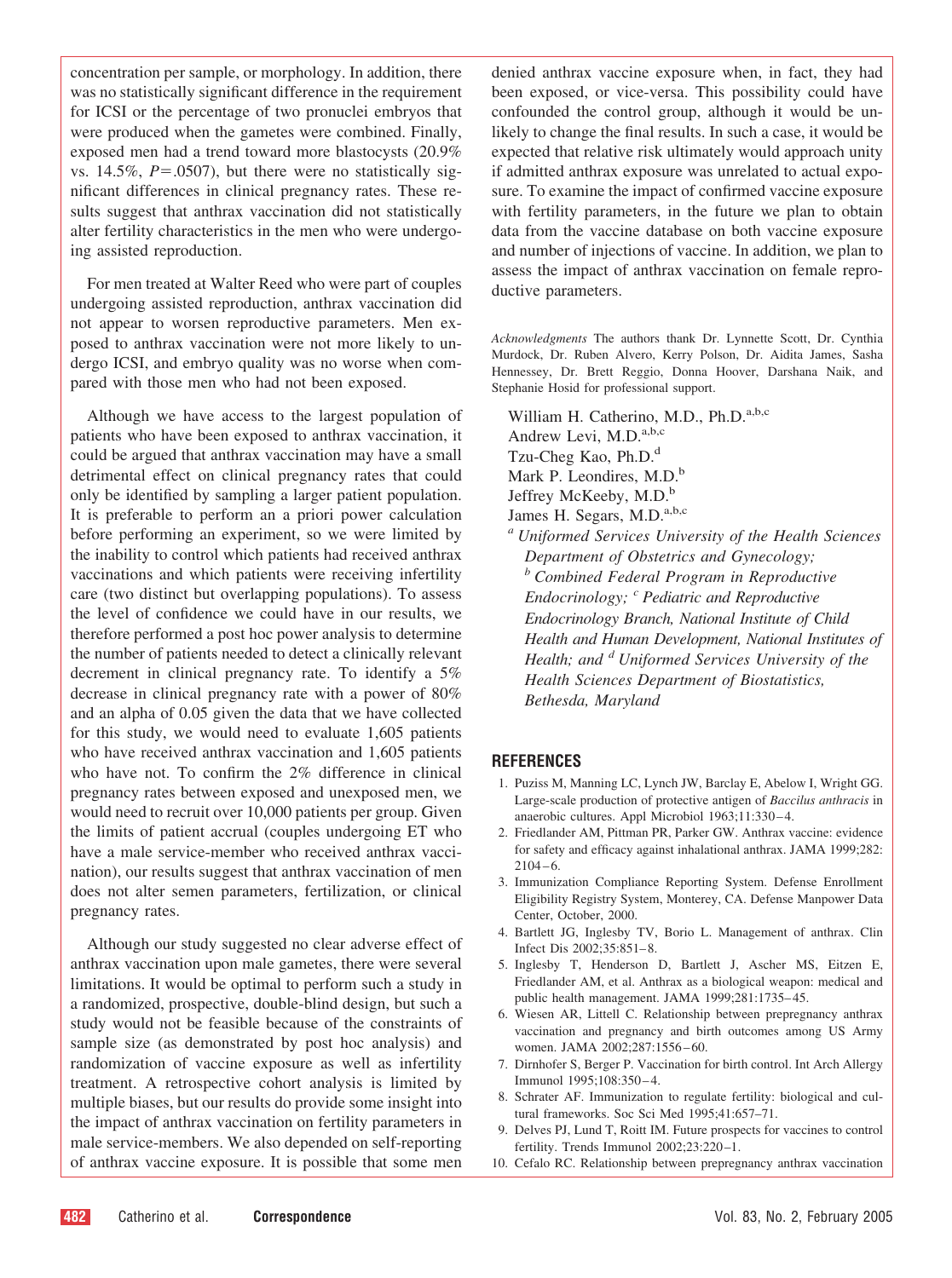concentration per sample, or morphology. In addition, there was no statistically significant difference in the requirement for ICSI or the percentage of two pronuclei embryos that were produced when the gametes were combined. Finally, exposed men had a trend toward more blastocysts (20.9% vs. 14.5%, $P = .0507$), but there were no statistically significant differences in clinical pregnancy rates. These results suggest that anthrax vaccination did not statistically alter fertility characteristics in the men who were undergoing assisted reproduction.

For men treated at Walter Reed who were part of couples undergoing assisted reproduction, anthrax vaccination did not appear to worsen reproductive parameters. Men exposed to anthrax vaccination were not more likely to undergo ICSI, and embryo quality was no worse when compared with those men who had not been exposed.

Although we have access to the largest population of patients who have been exposed to anthrax vaccination, it could be argued that anthrax vaccination may have a small detrimental effect on clinical pregnancy rates that could only be identified by sampling a larger patient population. It is preferable to perform an a priori power calculation before performing an experiment, so we were limited by the inability to control which patients had received anthrax vaccinations and which patients were receiving infertility care (two distinct but overlapping populations). To assess the level of confidence we could have in our results, we therefore performed a post hoc power analysis to determine the number of patients needed to detect a clinically relevant decrement in clinical pregnancy rate. To identify a 5% decrease in clinical pregnancy rate with a power of 80% and an alpha of 0.05 given the data that we have collected for this study, we would need to evaluate 1,605 patients who have received anthrax vaccination and 1,605 patients who have not. To confirm the 2% difference in clinical pregnancy rates between exposed and unexposed men, we would need to recruit over 10,000 patients per group. Given the limits of patient accrual (couples undergoing ET who have a male service-member who received anthrax vaccination), our results suggest that anthrax vaccination of men does not alter semen parameters, fertilization, or clinical pregnancy rates.

Although our study suggested no clear adverse effect of anthrax vaccination upon male gametes, there were several limitations. It would be optimal to perform such a study in a randomized, prospective, double-blind design, but such a study would not be feasible because of the constraints of sample size (as demonstrated by post hoc analysis) and randomization of vaccine exposure as well as infertility treatment. A retrospective cohort analysis is limited by multiple biases, but our results do provide some insight into the impact of anthrax vaccination on fertility parameters in male service-members. We also depended on self-reporting of anthrax vaccine exposure. It is possible that some men denied anthrax vaccine exposure when, in fact, they had been exposed, or vice-versa. This possibility could have confounded the control group, although it would be unlikely to change the final results. In such a case, it would be expected that relative risk ultimately would approach unity if admitted anthrax exposure was unrelated to actual exposure. To examine the impact of confirmed vaccine exposure with fertility parameters, in the future we plan to obtain data from the vaccine database on both vaccine exposure and number of injections of vaccine. In addition, we plan to assess the impact of anthrax vaccination on female reproductive parameters.

*Acknowledgments* The authors thank Dr. Lynnette Scott, Dr. Cynthia Murdock, Dr. Ruben Alvero, Kerry Polson, Dr. Aidita James, Sasha Hennessey, Dr. Brett Reggio, Donna Hoover, Darshana Naik, and Stephanie Hosid for professional support.

William H. Catherino, M.D., Ph.D.[a,b,c]
Andrew Levi, M.D.[a,b,c]
Tzu-Cheg Kao, Ph.D.[d]
Mark P. Leondires, M.D.[b]
Jeffrey McKeeby, M.D.[b]
James H. Segars, M.D.[a,b,c]

[a] *Uniformed Services University of the Health Sciences Department of Obstetrics and Gynecology;* [b] *Combined Federal Program in Reproductive Endocrinology;* [c] *Pediatric and Reproductive Endocrinology Branch, National Institute of Child Health and Human Development, National Institutes of Health; and* [d] *Uniformed Services University of the Health Sciences Department of Biostatistics, Bethesda, Maryland*

## REFERENCES

1. Puziss M, Manning LC, Lynch JW, Barclay E, Abelow I, Wright GG. Large-scale production of protective antigen of *Baccilus anthracis* in anaerobic cultures. Appl Microbiol 1963;11:330–4.
2. Friedlander AM, Pittman PR, Parker GW. Anthrax vaccine: evidence for safety and efficacy against inhalational anthrax. JAMA 1999;282: 2104–6.
3. Immunization Compliance Reporting System. Defense Enrollment Eligibility Registry System, Monterey, CA. Defense Manpower Data Center, October, 2000.
4. Bartlett JG, Inglesby TV, Borio L. Management of anthrax. Clin Infect Dis 2002;35:851–8.
5. Inglesby T, Henderson D, Bartlett J, Ascher MS, Eitzen E, Friedlander AM, et al. Anthrax as a biological weapon: medical and public health management. JAMA 1999;281:1735–45.
6. Wiesen AR, Littell C. Relationship between prepregnancy anthrax vaccination and pregnancy and birth outcomes among US Army women. JAMA 2002;287:1556–60.
7. Dirnhofer S, Berger P. Vaccination for birth control. Int Arch Allergy Immunol 1995;108:350–4.
8. Schrater AF. Immunization to regulate fertility: biological and cultural frameworks. Soc Sci Med 1995;41:657–71.
9. Delves PJ, Lund T, Roitt IM. Future prospects for vaccines to control fertility. Trends Immunol 2002;23:220–1.
10. Cefalo RC. Relationship between prepregnancy anthrax vaccination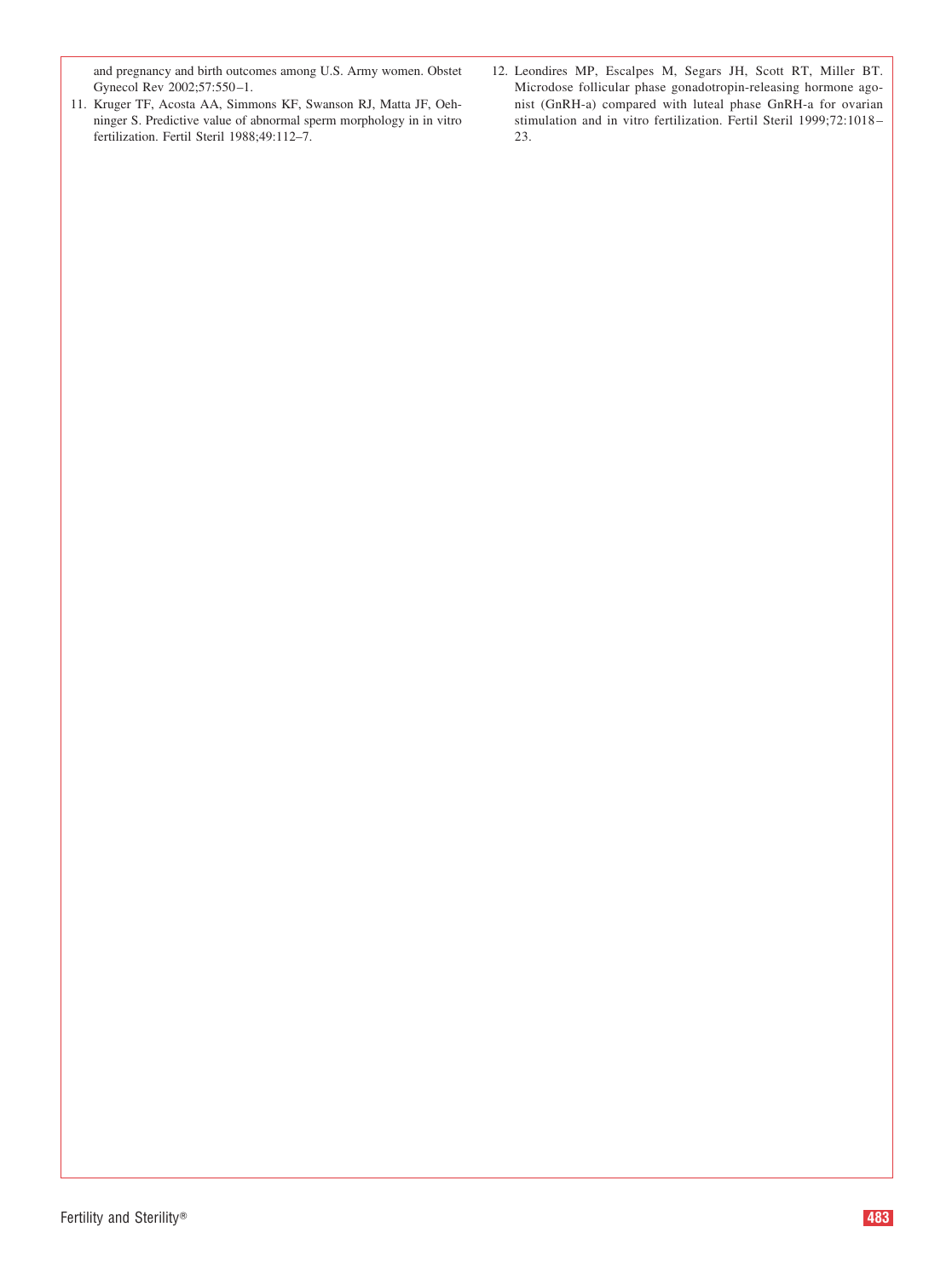and pregnancy and birth outcomes among U.S. Army women. Obstet Gynecol Rev 2002;57:550–1.

11. Kruger TF, Acosta AA, Simmons KF, Swanson RJ, Matta JF, Oehninger S. Predictive value of abnormal sperm morphology in in vitro fertilization. Fertil Steril 1988;49:112–7.
12. Leondires MP, Escalpes M, Segars JH, Scott RT, Miller BT. Microdose follicular phase gonadotropin-releasing hormone agonist (GnRH-a) compared with luteal phase GnRH-a for ovarian stimulation and in vitro fertilization. Fertil Steril 1999;72:1018–23.